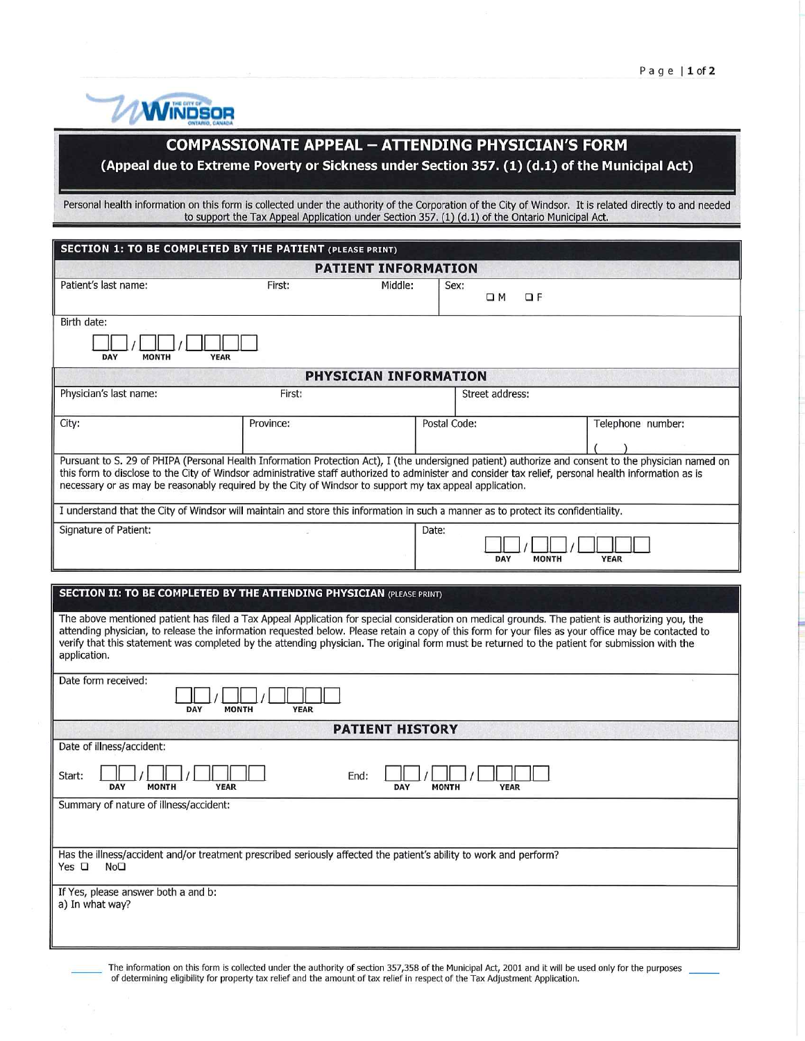# COMPASSIONATE APPEAL – ATTENDING PHYSICIAN'S FORM

**(Appeal due to Extreme Poverty or Sickness under Section 357. (1) (d.1) of the Municipal Act)**

Personal health information on this form is collected under the authority of the Corporation of the City of Windsor. It is related directly to and needed to support the Tax Appeal Application under Section 357. (1) (d.1) of the Ontario Municipal Act.

## SECTION 1: TO BE COMPLETED BY THE PATIENT (PLEASE PRINT)

### PATIENT INFORMATION

| Patient's last name: | First: | Middle: | Sex: ❑ M ❑ F |
|---|---|---|---|

Birth date: ☐☐ / ☐☐ / ☐☐☐☐ (DAY / MONTH / YEAR)

### PHYSICIAN INFORMATION

| Physician's last name: | First: | Street address: | |
|---|---|---|---|
| City: | Province: | Postal Code: | Telephone number: ( ) |

Pursuant to S. 29 of PHIPA (Personal Health Information Protection Act), I (the undersigned patient) authorize and consent to the physician named on this form to disclose to the City of Windsor administrative staff authorized to administer and consider tax relief, personal health information as is necessary or as may be reasonably required by the City of Windsor to support my tax appeal application.

I understand that the City of Windsor will maintain and store this information in such a manner as to protect its confidentiality.

| Signature of Patient: | Date: ☐☐ / ☐☐ / ☐☐☐☐ (DAY / MONTH / YEAR) |
|---|---|

## SECTION II: TO BE COMPLETED BY THE ATTENDING PHYSICIAN (PLEASE PRINT)

The above mentioned patient has filed a Tax Appeal Application for special consideration on medical grounds. The patient is authorizing you, the attending physician, to release the information requested below. Please retain a copy of this form for your files as your office may be contacted to verify that this statement was completed by the attending physician. The original form must be returned to the patient for submission with the application.

Date form received: ☐☐ / ☐☐ / ☐☐☐☐ (DAY / MONTH / YEAR)

### PATIENT HISTORY

Date of illness/accident:

Start: ☐☐ / ☐☐ / ☐☐☐☐ (DAY / MONTH / YEAR)  End: ☐☐ / ☐☐ / ☐☐☐☐ (DAY / MONTH / YEAR)

Summary of nature of illness/accident:

Has the illness/accident and/or treatment prescribed seriously affected the patient's ability to work and perform?
Yes ❑ No❑

If Yes, please answer both a and b:
a) In what way?

The information on this form is collected under the authority of section 357,358 of the Municipal Act, 2001 and it will be used only for the purposes of determining eligibility for property tax relief and the amount of tax relief in respect of the Tax Adjustment Application.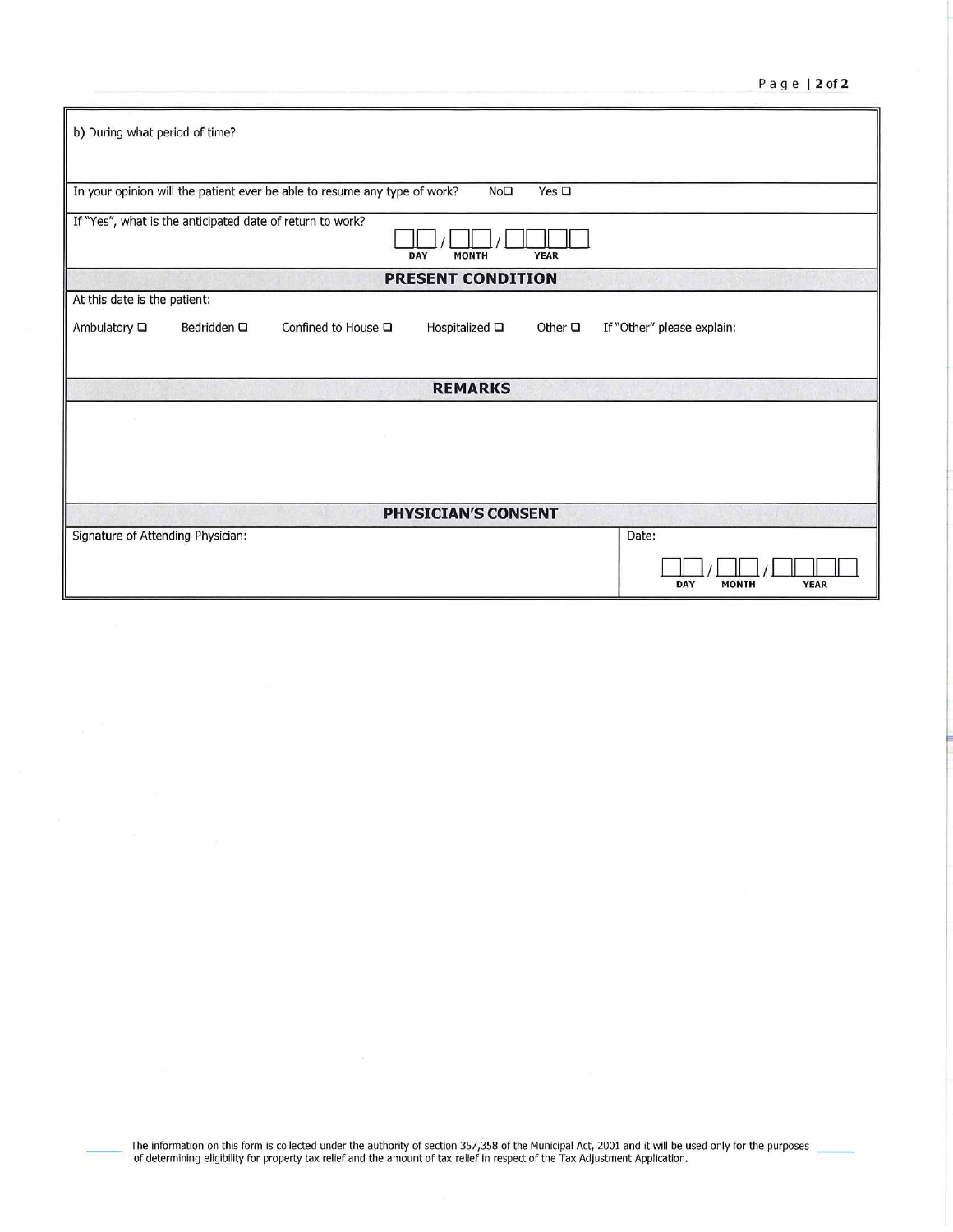b) During what period of time?

In your opinion will the patient ever be able to resume any type of work? No☐ Yes ☐

If "Yes", what is the anticipated date of return to work?

☐☐ / ☐☐ / ☐☐☐☐
DAY MONTH YEAR

## PRESENT CONDITION

At this date is the patient:

Ambulatory ☐ Bedridden ☐ Confined to House ☐ Hospitalized ☐ Other ☐ If "Other" please explain:

## REMARKS

## PHYSICIAN'S CONSENT

| Signature of Attending Physician: | Date: |
| --- | --- |
| | ☐☐ / ☐☐ / ☐☐☐☐<br>DAY MONTH YEAR |

The information on this form is collected under the authority of section 357,358 of the Municipal Act, 2001 and it will be used only for the purposes of determining eligibility for property tax relief and the amount of tax relief in respect of the Tax Adjustment Application.